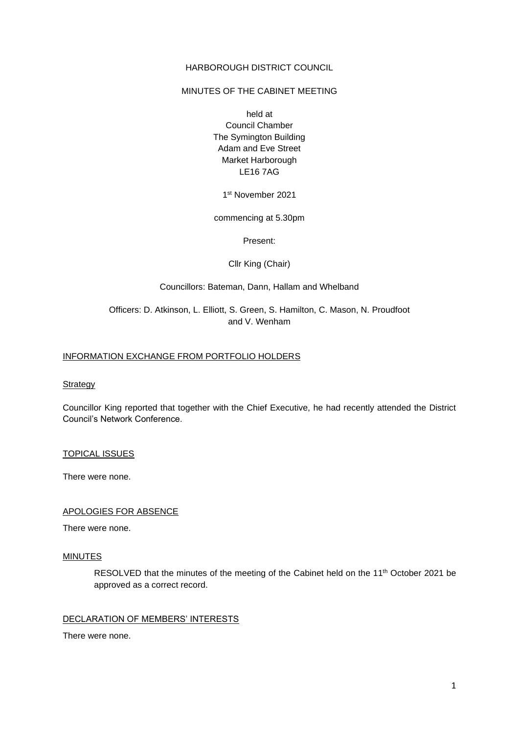HARBOROUGH DISTRICT COUNCIL

MINUTES OF THE CABINET MEETING

held at
Council Chamber
The Symington Building
Adam and Eve Street
Market Harborough
LE16 7AG

1st November 2021

commencing at 5.30pm

Present:

Cllr King (Chair)

Councillors: Bateman, Dann, Hallam and Whelband

Officers: D. Atkinson, L. Elliott, S. Green, S. Hamilton, C. Mason, N. Proudfoot and V. Wenham

## INFORMATION EXCHANGE FROM PORTFOLIO HOLDERS

### Strategy

Councillor King reported that together with the Chief Executive, he had recently attended the District Council's Network Conference.

## TOPICAL ISSUES

There were none.

## APOLOGIES FOR ABSENCE

There were none.

## MINUTES

RESOLVED that the minutes of the meeting of the Cabinet held on the 11th October 2021 be approved as a correct record.

## DECLARATION OF MEMBERS' INTERESTS

There were none.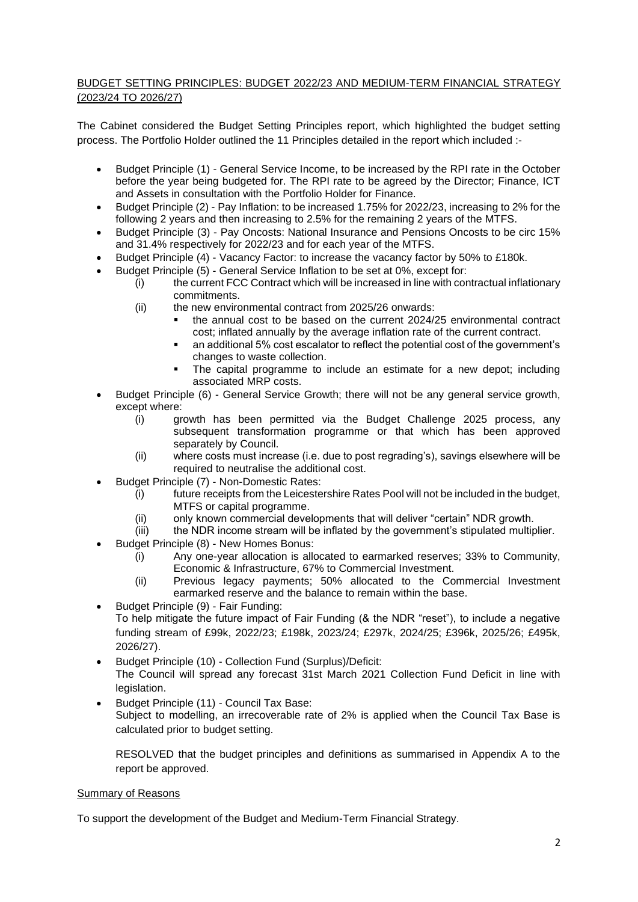## BUDGET SETTING PRINCIPLES: BUDGET 2022/23 AND MEDIUM-TERM FINANCIAL STRATEGY (2023/24 TO 2026/27)

The Cabinet considered the Budget Setting Principles report, which highlighted the budget setting process. The Portfolio Holder outlined the 11 Principles detailed in the report which included :-

- Budget Principle (1) - General Service Income, to be increased by the RPI rate in the October before the year being budgeted for. The RPI rate to be agreed by the Director; Finance, ICT and Assets in consultation with the Portfolio Holder for Finance.
- Budget Principle (2) - Pay Inflation: to be increased 1.75% for 2022/23, increasing to 2% for the following 2 years and then increasing to 2.5% for the remaining 2 years of the MTFS.
- Budget Principle (3) - Pay Oncosts: National Insurance and Pensions Oncosts to be circ 15% and 31.4% respectively for 2022/23 and for each year of the MTFS.
- Budget Principle (4) - Vacancy Factor: to increase the vacancy factor by 50% to £180k.
- Budget Principle (5) - General Service Inflation to be set at 0%, except for:
  - (i) the current FCC Contract which will be increased in line with contractual inflationary commitments.
  - (ii) the new environmental contract from 2025/26 onwards:
    - the annual cost to be based on the current 2024/25 environmental contract cost; inflated annually by the average inflation rate of the current contract.
    - an additional 5% cost escalator to reflect the potential cost of the government's changes to waste collection.
    - The capital programme to include an estimate for a new depot; including associated MRP costs.
- Budget Principle (6) - General Service Growth; there will not be any general service growth, except where:
  - (i) growth has been permitted via the Budget Challenge 2025 process, any subsequent transformation programme or that which has been approved separately by Council.
  - (ii) where costs must increase (i.e. due to post regrading's), savings elsewhere will be required to neutralise the additional cost.
- Budget Principle (7) - Non-Domestic Rates:
  - (i) future receipts from the Leicestershire Rates Pool will not be included in the budget, MTFS or capital programme.
  - (ii) only known commercial developments that will deliver "certain" NDR growth.
  - (iii) the NDR income stream will be inflated by the government's stipulated multiplier.
- Budget Principle (8) - New Homes Bonus:
  - (i) Any one-year allocation is allocated to earmarked reserves; 33% to Community, Economic & Infrastructure, 67% to Commercial Investment.
  - (ii) Previous legacy payments; 50% allocated to the Commercial Investment earmarked reserve and the balance to remain within the base.
- Budget Principle (9) - Fair Funding:
  To help mitigate the future impact of Fair Funding (& the NDR "reset"), to include a negative funding stream of £99k, 2022/23; £198k, 2023/24; £297k, 2024/25; £396k, 2025/26; £495k, 2026/27).
- Budget Principle (10) - Collection Fund (Surplus)/Deficit:
  The Council will spread any forecast 31st March 2021 Collection Fund Deficit in line with legislation.
- Budget Principle (11) - Council Tax Base:
  Subject to modelling, an irrecoverable rate of 2% is applied when the Council Tax Base is calculated prior to budget setting.

  RESOLVED that the budget principles and definitions as summarised in Appendix A to the report be approved.

Summary of Reasons

To support the development of the Budget and Medium-Term Financial Strategy.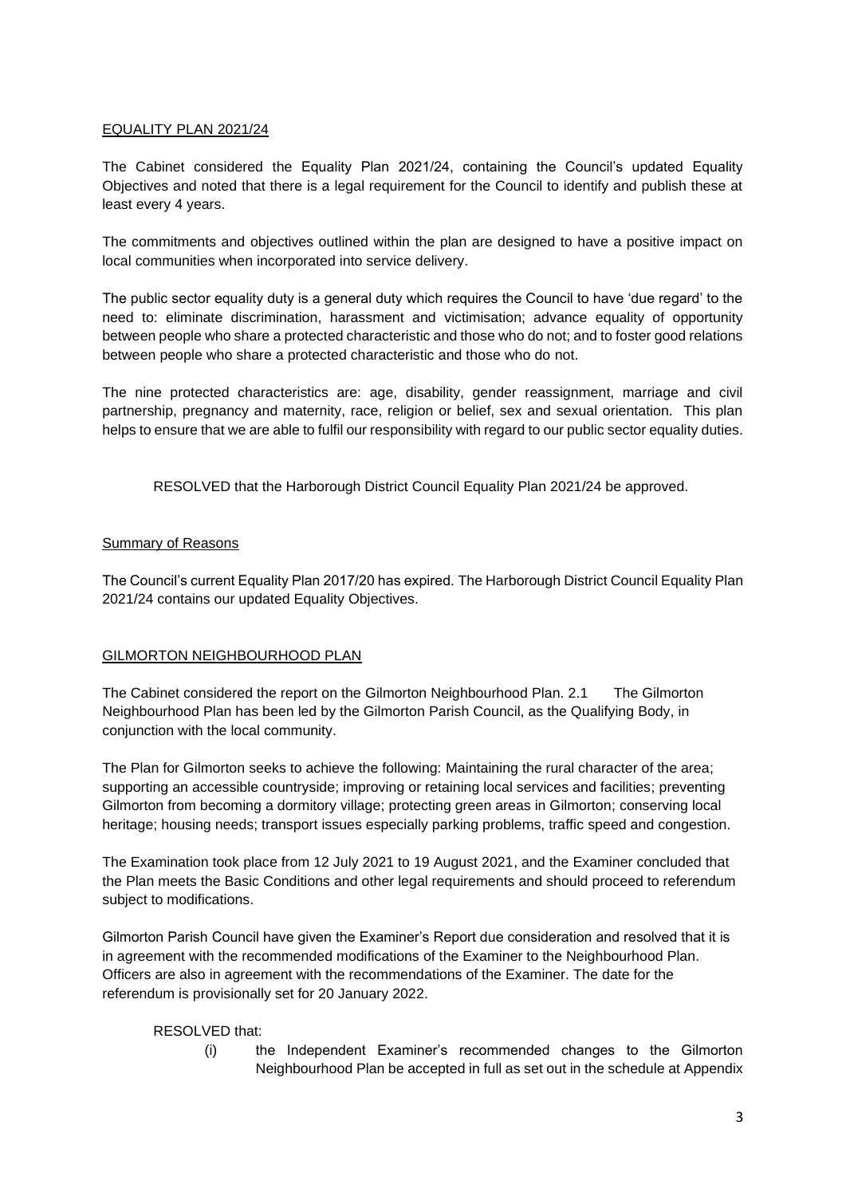EQUALITY PLAN 2021/24

The Cabinet considered the Equality Plan 2021/24, containing the Council's updated Equality Objectives and noted that there is a legal requirement for the Council to identify and publish these at least every 4 years.

The commitments and objectives outlined within the plan are designed to have a positive impact on local communities when incorporated into service delivery.

The public sector equality duty is a general duty which requires the Council to have 'due regard' to the need to: eliminate discrimination, harassment and victimisation; advance equality of opportunity between people who share a protected characteristic and those who do not; and to foster good relations between people who share a protected characteristic and those who do not.

The nine protected characteristics are: age, disability, gender reassignment, marriage and civil partnership, pregnancy and maternity, race, religion or belief, sex and sexual orientation. This plan helps to ensure that we are able to fulfil our responsibility with regard to our public sector equality duties.

RESOLVED that the Harborough District Council Equality Plan 2021/24 be approved.

Summary of Reasons

The Council's current Equality Plan 2017/20 has expired. The Harborough District Council Equality Plan 2021/24 contains our updated Equality Objectives.

GILMORTON NEIGHBOURHOOD PLAN

The Cabinet considered the report on the Gilmorton Neighbourhood Plan. 2.1 The Gilmorton Neighbourhood Plan has been led by the Gilmorton Parish Council, as the Qualifying Body, in conjunction with the local community.

The Plan for Gilmorton seeks to achieve the following: Maintaining the rural character of the area; supporting an accessible countryside; improving or retaining local services and facilities; preventing Gilmorton from becoming a dormitory village; protecting green areas in Gilmorton; conserving local heritage; housing needs; transport issues especially parking problems, traffic speed and congestion.

The Examination took place from 12 July 2021 to 19 August 2021, and the Examiner concluded that the Plan meets the Basic Conditions and other legal requirements and should proceed to referendum subject to modifications.

Gilmorton Parish Council have given the Examiner's Report due consideration and resolved that it is in agreement with the recommended modifications of the Examiner to the Neighbourhood Plan. Officers are also in agreement with the recommendations of the Examiner. The date for the referendum is provisionally set for 20 January 2022.

RESOLVED that:

(i) the Independent Examiner's recommended changes to the Gilmorton Neighbourhood Plan be accepted in full as set out in the schedule at Appendix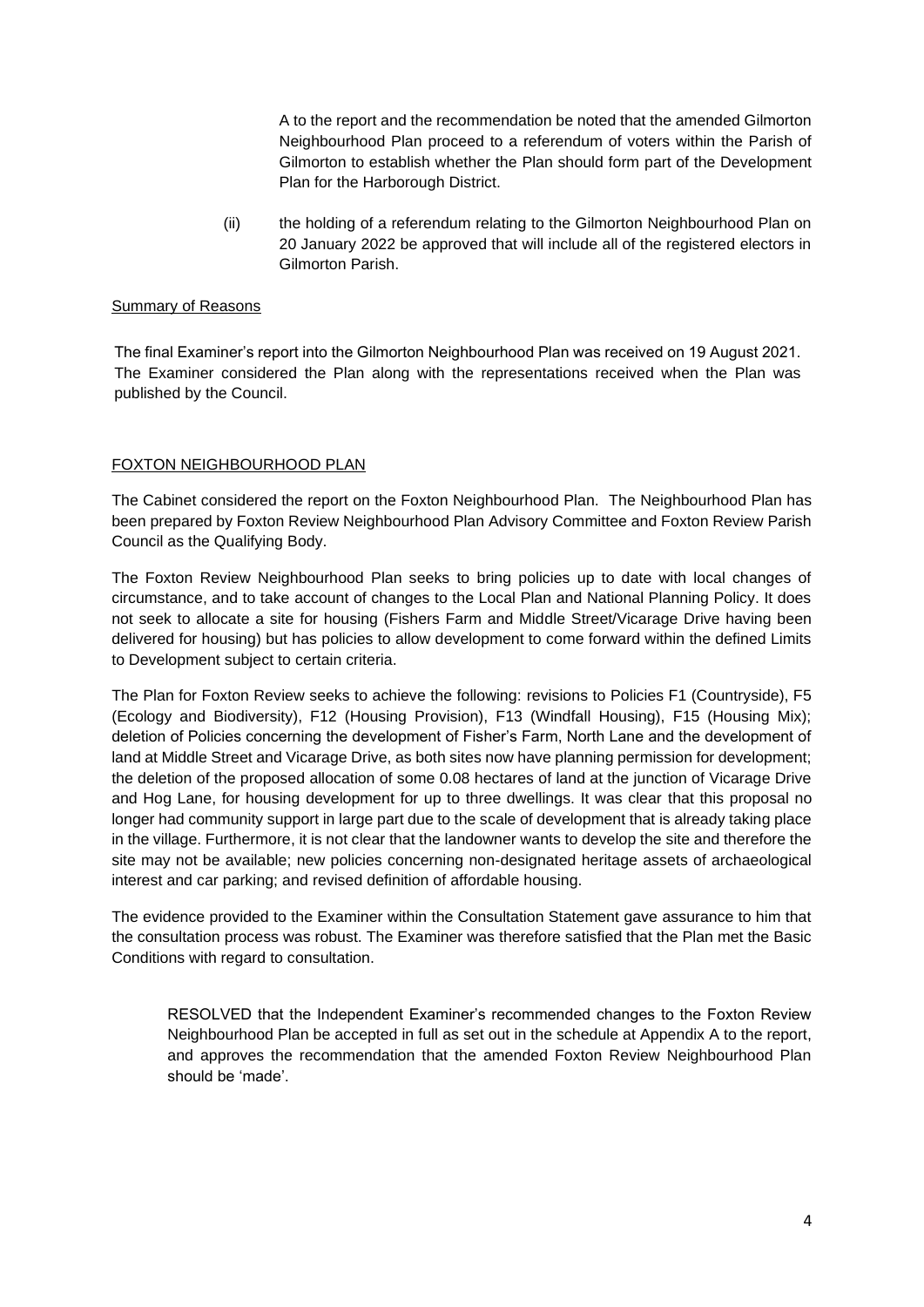A to the report and the recommendation be noted that the amended Gilmorton Neighbourhood Plan proceed to a referendum of voters within the Parish of Gilmorton to establish whether the Plan should form part of the Development Plan for the Harborough District.

(ii) the holding of a referendum relating to the Gilmorton Neighbourhood Plan on 20 January 2022 be approved that will include all of the registered electors in Gilmorton Parish.

Summary of Reasons

The final Examiner's report into the Gilmorton Neighbourhood Plan was received on 19 August 2021. The Examiner considered the Plan along with the representations received when the Plan was published by the Council.

FOXTON NEIGHBOURHOOD PLAN

The Cabinet considered the report on the Foxton Neighbourhood Plan. The Neighbourhood Plan has been prepared by Foxton Review Neighbourhood Plan Advisory Committee and Foxton Review Parish Council as the Qualifying Body.

The Foxton Review Neighbourhood Plan seeks to bring policies up to date with local changes of circumstance, and to take account of changes to the Local Plan and National Planning Policy. It does not seek to allocate a site for housing (Fishers Farm and Middle Street/Vicarage Drive having been delivered for housing) but has policies to allow development to come forward within the defined Limits to Development subject to certain criteria.

The Plan for Foxton Review seeks to achieve the following: revisions to Policies F1 (Countryside), F5 (Ecology and Biodiversity), F12 (Housing Provision), F13 (Windfall Housing), F15 (Housing Mix); deletion of Policies concerning the development of Fisher's Farm, North Lane and the development of land at Middle Street and Vicarage Drive, as both sites now have planning permission for development; the deletion of the proposed allocation of some 0.08 hectares of land at the junction of Vicarage Drive and Hog Lane, for housing development for up to three dwellings. It was clear that this proposal no longer had community support in large part due to the scale of development that is already taking place in the village. Furthermore, it is not clear that the landowner wants to develop the site and therefore the site may not be available; new policies concerning non-designated heritage assets of archaeological interest and car parking; and revised definition of affordable housing.

The evidence provided to the Examiner within the Consultation Statement gave assurance to him that the consultation process was robust. The Examiner was therefore satisfied that the Plan met the Basic Conditions with regard to consultation.

RESOLVED that the Independent Examiner's recommended changes to the Foxton Review Neighbourhood Plan be accepted in full as set out in the schedule at Appendix A to the report, and approves the recommendation that the amended Foxton Review Neighbourhood Plan should be 'made'.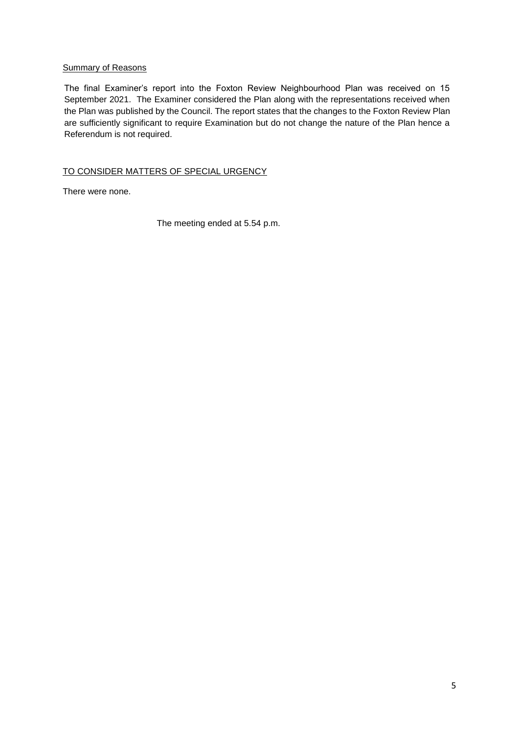Summary of Reasons

The final Examiner's report into the Foxton Review Neighbourhood Plan was received on 15 September 2021. The Examiner considered the Plan along with the representations received when the Plan was published by the Council. The report states that the changes to the Foxton Review Plan are sufficiently significant to require Examination but do not change the nature of the Plan hence a Referendum is not required.

TO CONSIDER MATTERS OF SPECIAL URGENCY

There were none.

The meeting ended at 5.54 p.m.